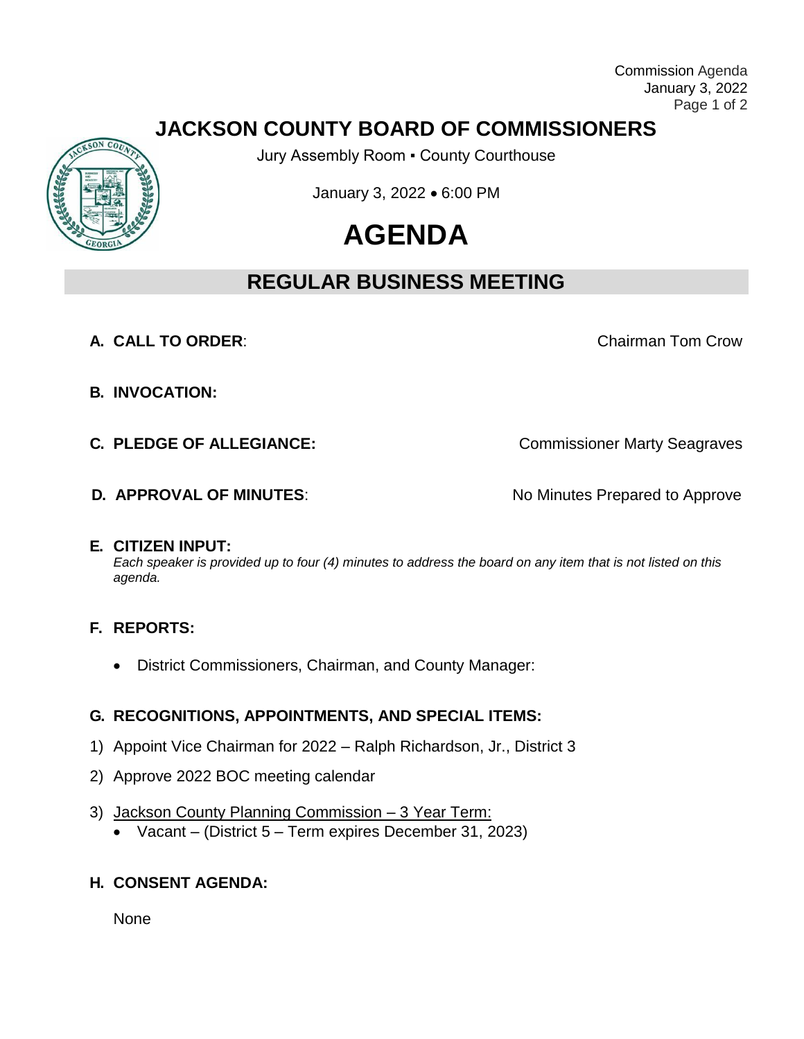# JACKSON COUNTY BOARD OF COMMISSIONERS

Jury Assembly Room ▪ County Courthouse

January 3, 2022 • 6:00 PM

# AGENDA

## REGULAR BUSINESS MEETING

**A. CALL TO ORDER**: Chairman Tom Crow

**B. INVOCATION:**

**C. PLEDGE OF ALLEGIANCE:** Commissioner Marty Seagraves

**D. APPROVAL OF MINUTES**: No Minutes Prepared to Approve

**E. CITIZEN INPUT:**
*Each speaker is provided up to four (4) minutes to address the board on any item that is not listed on this agenda.*

**F. REPORTS:**

- District Commissioners, Chairman, and County Manager:

**G. RECOGNITIONS, APPOINTMENTS, AND SPECIAL ITEMS:**

1) Appoint Vice Chairman for 2022 – Ralph Richardson, Jr., District 3
2) Approve 2022 BOC meeting calendar
3) Jackson County Planning Commission – 3 Year Term:
   - Vacant – (District 5 – Term expires December 31, 2023)

**H. CONSENT AGENDA:**

None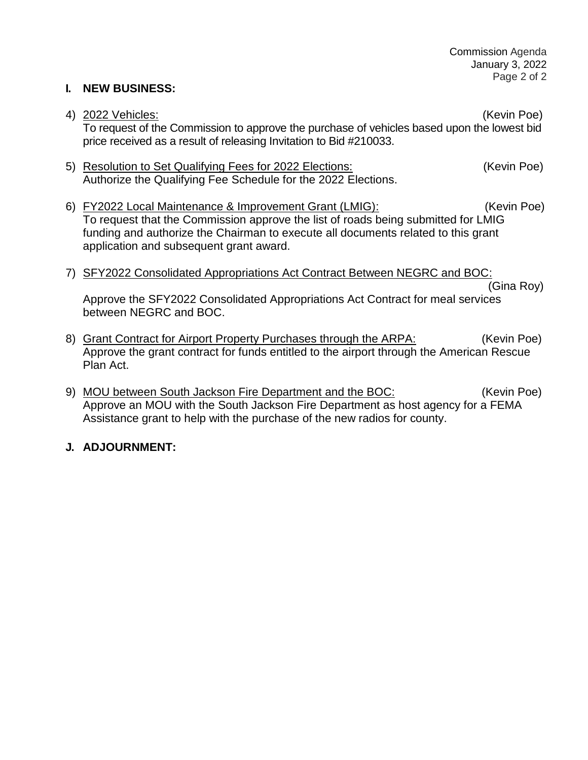## I. NEW BUSINESS:

4) 2022 Vehicles: (Kevin Poe)
   To request of the Commission to approve the purchase of vehicles based upon the lowest bid price received as a result of releasing Invitation to Bid #210033.

5) Resolution to Set Qualifying Fees for 2022 Elections: (Kevin Poe)
   Authorize the Qualifying Fee Schedule for the 2022 Elections.

6) FY2022 Local Maintenance & Improvement Grant (LMIG): (Kevin Poe)
   To request that the Commission approve the list of roads being submitted for LMIG funding and authorize the Chairman to execute all documents related to this grant application and subsequent grant award.

7) SFY2022 Consolidated Appropriations Act Contract Between NEGRC and BOC: (Gina Roy)
   Approve the SFY2022 Consolidated Appropriations Act Contract for meal services between NEGRC and BOC.

8) Grant Contract for Airport Property Purchases through the ARPA: (Kevin Poe)
   Approve the grant contract for funds entitled to the airport through the American Rescue Plan Act.

9) MOU between South Jackson Fire Department and the BOC: (Kevin Poe)
   Approve an MOU with the South Jackson Fire Department as host agency for a FEMA Assistance grant to help with the purchase of the new radios for county.

## J. ADJOURNMENT: